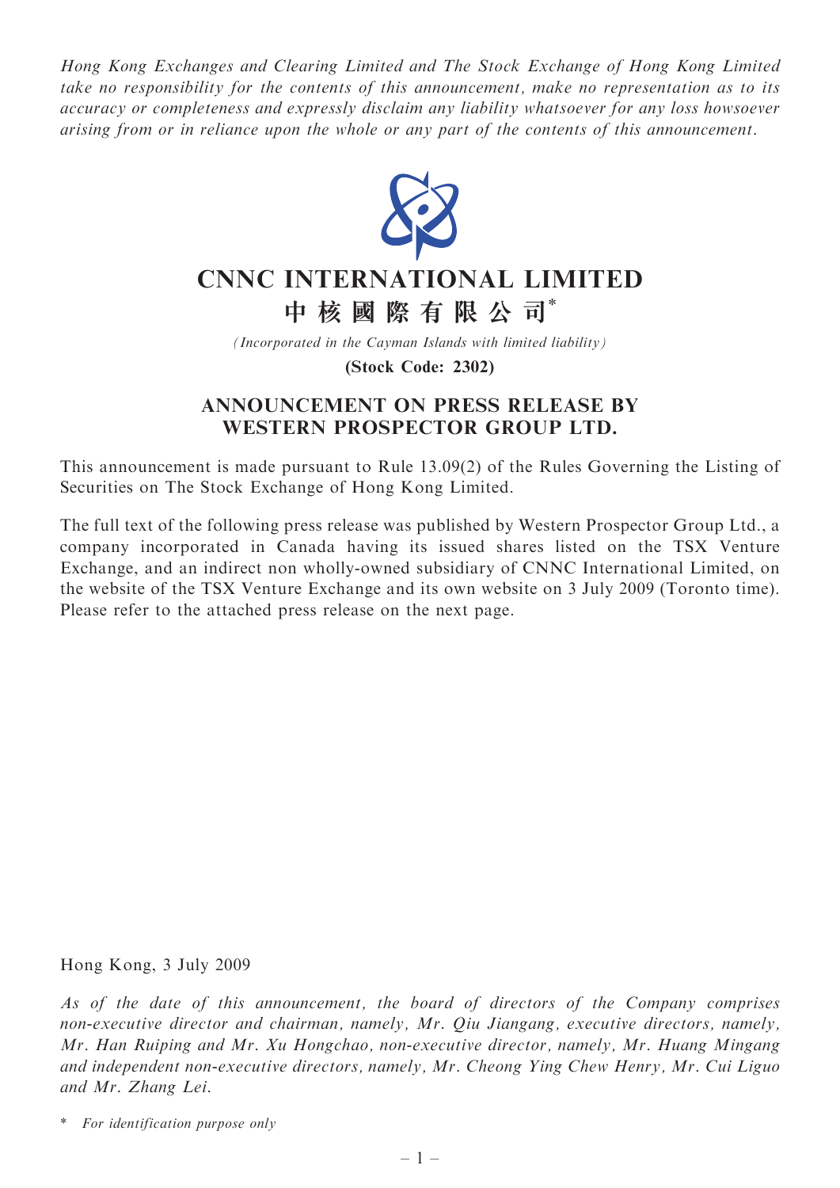*Hong Kong Exchanges and Clearing Limited and The Stock Exchange of Hong Kong Limited take no responsibility for the contents of this announcement, make no representation as to its accuracy or completeness and expressly disclaim any liability whatsoever for any loss howsoever arising from or in reliance upon the whole or any part of the contents of this announcement.*

# CNNC INTERNATIONAL LIMITED
# 中核國際有限公司*

*(Incorporated in the Cayman Islands with limited liability)*

**(Stock Code: 2302)**

## ANNOUNCEMENT ON PRESS RELEASE BY WESTERN PROSPECTOR GROUP LTD.

This announcement is made pursuant to Rule 13.09(2) of the Rules Governing the Listing of Securities on The Stock Exchange of Hong Kong Limited.

The full text of the following press release was published by Western Prospector Group Ltd., a company incorporated in Canada having its issued shares listed on the TSX Venture Exchange, and an indirect non wholly-owned subsidiary of CNNC International Limited, on the website of the TSX Venture Exchange and its own website on 3 July 2009 (Toronto time). Please refer to the attached press release on the next page.

Hong Kong, 3 July 2009

*As of the date of this announcement, the board of directors of the Company comprises non-executive director and chairman, namely, Mr. Qiu Jiangang, executive directors, namely, Mr. Han Ruiping and Mr. Xu Hongchao, non-executive director, namely, Mr. Huang Mingang and independent non-executive directors, namely, Mr. Cheong Ying Chew Henry, Mr. Cui Liguo and Mr. Zhang Lei.*

\* *For identification purpose only*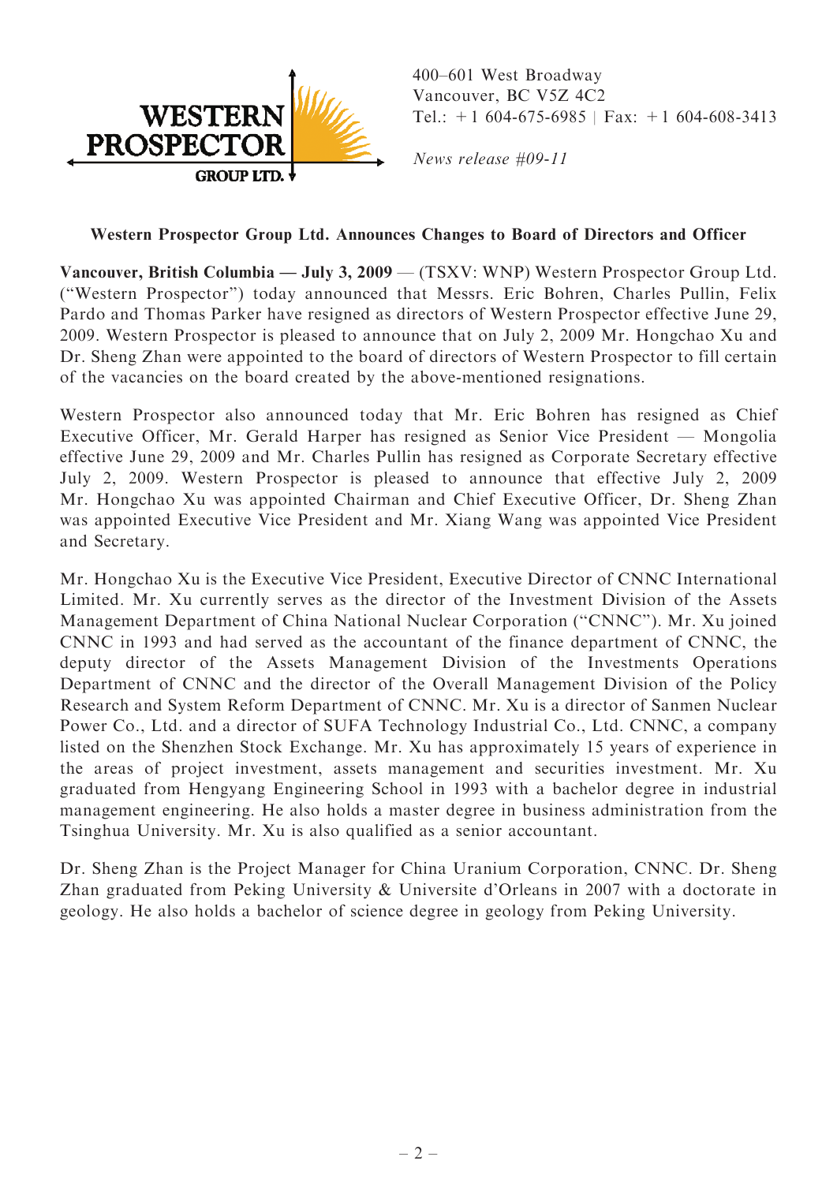**WESTERN PROSPECTOR GROUP LTD.**

400–601 West Broadway
Vancouver, BC V5Z 4C2
Tel.: +1 604-675-6985 | Fax: +1 604-608-3413

*News release #09-11*

**Western Prospector Group Ltd. Announces Changes to Board of Directors and Officer**

**Vancouver, British Columbia — July 3, 2009** — (TSXV: WNP) Western Prospector Group Ltd. ("Western Prospector") today announced that Messrs. Eric Bohren, Charles Pullin, Felix Pardo and Thomas Parker have resigned as directors of Western Prospector effective June 29, 2009. Western Prospector is pleased to announce that on July 2, 2009 Mr. Hongchao Xu and Dr. Sheng Zhan were appointed to the board of directors of Western Prospector to fill certain of the vacancies on the board created by the above-mentioned resignations.

Western Prospector also announced today that Mr. Eric Bohren has resigned as Chief Executive Officer, Mr. Gerald Harper has resigned as Senior Vice President — Mongolia effective June 29, 2009 and Mr. Charles Pullin has resigned as Corporate Secretary effective July 2, 2009. Western Prospector is pleased to announce that effective July 2, 2009 Mr. Hongchao Xu was appointed Chairman and Chief Executive Officer, Dr. Sheng Zhan was appointed Executive Vice President and Mr. Xiang Wang was appointed Vice President and Secretary.

Mr. Hongchao Xu is the Executive Vice President, Executive Director of CNNC International Limited. Mr. Xu currently serves as the director of the Investment Division of the Assets Management Department of China National Nuclear Corporation ("CNNC"). Mr. Xu joined CNNC in 1993 and had served as the accountant of the finance department of CNNC, the deputy director of the Assets Management Division of the Investments Operations Department of CNNC and the director of the Overall Management Division of the Policy Research and System Reform Department of CNNC. Mr. Xu is a director of Sanmen Nuclear Power Co., Ltd. and a director of SUFA Technology Industrial Co., Ltd. CNNC, a company listed on the Shenzhen Stock Exchange. Mr. Xu has approximately 15 years of experience in the areas of project investment, assets management and securities investment. Mr. Xu graduated from Hengyang Engineering School in 1993 with a bachelor degree in industrial management engineering. He also holds a master degree in business administration from the Tsinghua University. Mr. Xu is also qualified as a senior accountant.

Dr. Sheng Zhan is the Project Manager for China Uranium Corporation, CNNC. Dr. Sheng Zhan graduated from Peking University & Universite d'Orleans in 2007 with a doctorate in geology. He also holds a bachelor of science degree in geology from Peking University.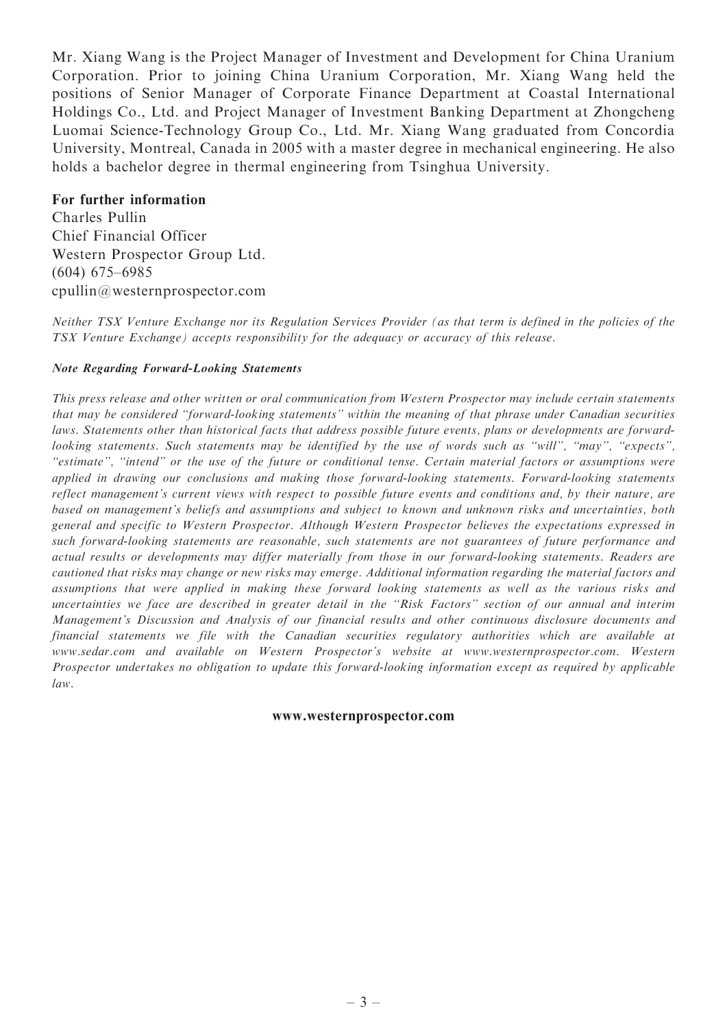Mr. Xiang Wang is the Project Manager of Investment and Development for China Uranium Corporation. Prior to joining China Uranium Corporation, Mr. Xiang Wang held the positions of Senior Manager of Corporate Finance Department at Coastal International Holdings Co., Ltd. and Project Manager of Investment Banking Department at Zhongcheng Luomai Science-Technology Group Co., Ltd. Mr. Xiang Wang graduated from Concordia University, Montreal, Canada in 2005 with a master degree in mechanical engineering. He also holds a bachelor degree in thermal engineering from Tsinghua University.

**For further information**
Charles Pullin
Chief Financial Officer
Western Prospector Group Ltd.
(604) 675–6985
cpullin@westernprospector.com

*Neither TSX Venture Exchange nor its Regulation Services Provider (as that term is defined in the policies of the TSX Venture Exchange) accepts responsibility for the adequacy or accuracy of this release.*

***Note Regarding Forward-Looking Statements***

*This press release and other written or oral communication from Western Prospector may include certain statements that may be considered "forward-looking statements" within the meaning of that phrase under Canadian securities laws. Statements other than historical facts that address possible future events, plans or developments are forward-looking statements. Such statements may be identified by the use of words such as "will", "may", "expects", "estimate", "intend" or the use of the future or conditional tense. Certain material factors or assumptions were applied in drawing our conclusions and making those forward-looking statements. Forward-looking statements reflect management's current views with respect to possible future events and conditions and, by their nature, are based on management's beliefs and assumptions and subject to known and unknown risks and uncertainties, both general and specific to Western Prospector. Although Western Prospector believes the expectations expressed in such forward-looking statements are reasonable, such statements are not guarantees of future performance and actual results or developments may differ materially from those in our forward-looking statements. Readers are cautioned that risks may change or new risks may emerge. Additional information regarding the material factors and assumptions that were applied in making these forward looking statements as well as the various risks and uncertainties we face are described in greater detail in the "Risk Factors" section of our annual and interim Management's Discussion and Analysis of our financial results and other continuous disclosure documents and financial statements we file with the Canadian securities regulatory authorities which are available at www.sedar.com and available on Western Prospector's website at www.westernprospector.com. Western Prospector undertakes no obligation to update this forward-looking information except as required by applicable law.*

**www.westernprospector.com**